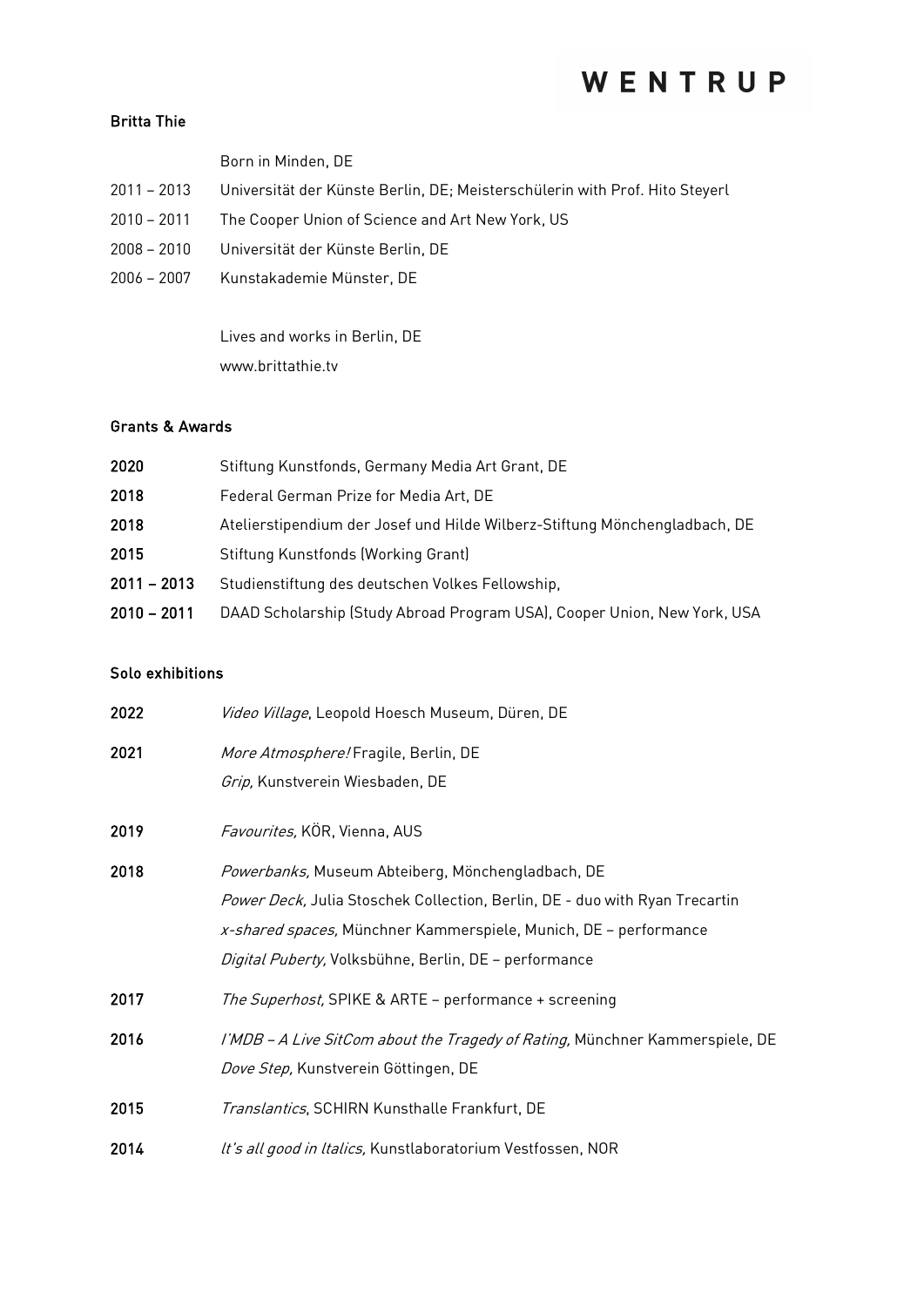# WENTRUP

## Britta Thie

| | |
|---|---|
| | Born in Minden, DE |
| 2011 – 2013 | Universität der Künste Berlin, DE; Meisterschülerin with Prof. Hito Steyerl |
| 2010 – 2011 | The Cooper Union of Science and Art New York, US |
| 2008 – 2010 | Universität der Künste Berlin, DE |
| 2006 – 2007 | Kunstakademie Münster, DE |

Lives and works in Berlin, DE
www.brittathie.tv

## Grants & Awards

| | |
|---|---|
| **2020** | Stiftung Kunstfonds, Germany Media Art Grant, DE |
| **2018** | Federal German Prize for Media Art, DE |
| **2018** | Atelierstipendium der Josef und Hilde Wilberz-Stiftung Mönchengladbach, DE |
| **2015** | Stiftung Kunstfonds (Working Grant) |
| **2011 – 2013** | Studienstiftung des deutschen Volkes Fellowship, |
| **2010 – 2011** | DAAD Scholarship (Study Abroad Program USA), Cooper Union, New York, USA |

## Solo exhibitions

**2022**
*Video Village*, Leopold Hoesch Museum, Düren, DE

**2021**
*More Atmosphere!* Fragile, Berlin, DE
*Grip,* Kunstverein Wiesbaden, DE

**2019**
*Favourites,* KÖR, Vienna, AUS

**2018**
*Powerbanks,* Museum Abteiberg, Mönchengladbach, DE
*Power Deck,* Julia Stoschek Collection, Berlin, DE - duo with Ryan Trecartin
*x-shared spaces,* Münchner Kammerspiele, Munich, DE – performance
*Digital Puberty,* Volksbühne, Berlin, DE – performance

**2017**
*The Superhost,* SPIKE & ARTE – performance + screening

**2016**
*I'MDB – A Live SitCom about the Tragedy of Rating,* Münchner Kammerspiele, DE
*Dove Step,* Kunstverein Göttingen, DE

**2015**
*Translantics*, SCHIRN Kunsthalle Frankfurt, DE

**2014**
*It's all good in Italics,* Kunstlaboratorium Vestfossen, NOR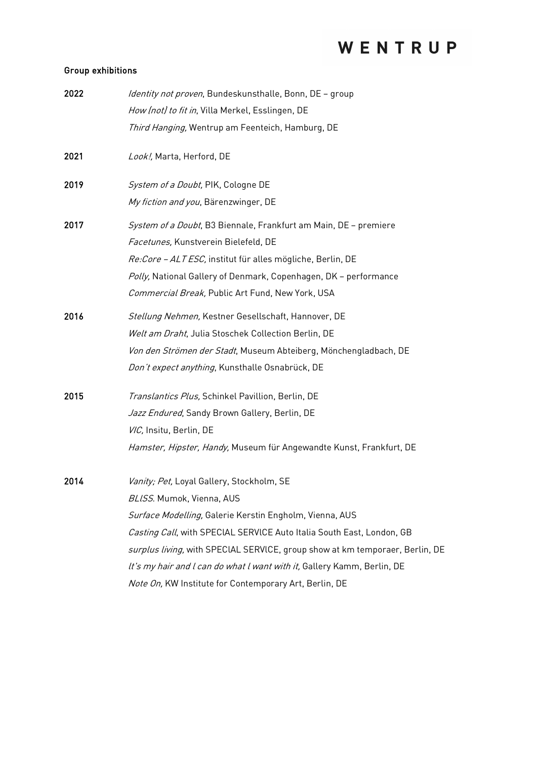## Group exhibitions

**2022** *Identity not proven*, Bundeskunsthalle, Bonn, DE – group
*How (not) to fit in*, Villa Merkel, Esslingen, DE
*Third Hanging,* Wentrup am Feenteich, Hamburg, DE

**2021** *Look!,* Marta, Herford, DE

**2019** *System of a Doubt,* PIK, Cologne DE
*My fiction and you*, Bärenzwinger, DE

**2017** *System of a Doubt*, B3 Biennale, Frankfurt am Main, DE – premiere
*Facetunes,* Kunstverein Bielefeld, DE
*Re:Core – ALT ESC,* institut für alles mögliche, Berlin, DE
*Polly,* National Gallery of Denmark, Copenhagen, DK – performance
*Commercial Break,* Public Art Fund, New York, USA

**2016** *Stellung Nehmen,* Kestner Gesellschaft, Hannover, DE
*Welt am Draht*, Julia Stoschek Collection Berlin, DE
*Von den Strömen der Stadt*, Museum Abteiberg, Mönchengladbach, DE
*Don't expect anything*, Kunsthalle Osnabrück, DE

**2015** *Translantics Plus,* Schinkel Pavillion, Berlin, DE
*Jazz Endured*, Sandy Brown Gallery, Berlin, DE
*VIC,* Insitu, Berlin, DE
*Hamster, Hipster, Handy,* Museum für Angewandte Kunst, Frankfurt, DE

**2014** *Vanity; Pet,* Loyal Gallery, Stockholm, SE
*BLISS*. Mumok, Vienna, AUS
*Surface Modelling,* Galerie Kerstin Engholm, Vienna, AUS
*Casting Call*, with SPECIAL SERVICE Auto Italia South East, London, GB
*surplus living,* with SPECIAL SERVICE, group show at km temporaer, Berlin, DE
*It's my hair and I can do what I want with it,* Gallery Kamm, Berlin, DE
*Note On,* KW Institute for Contemporary Art, Berlin, DE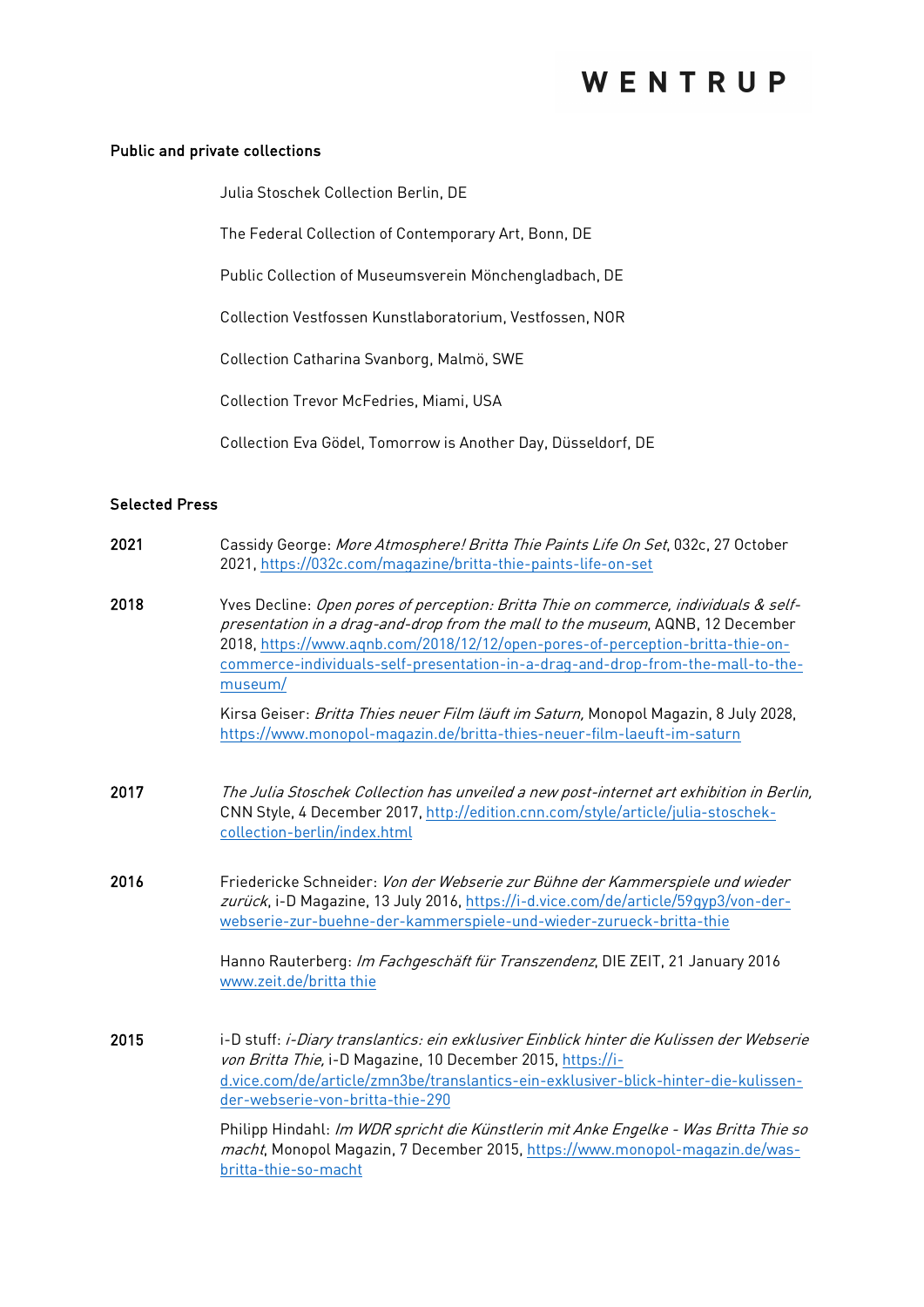**Public and private collections**

Julia Stoschek Collection Berlin, DE

The Federal Collection of Contemporary Art, Bonn, DE

Public Collection of Museumsverein Mönchengladbach, DE

Collection Vestfossen Kunstlaboratorium, Vestfossen, NOR

Collection Catharina Svanborg, Malmö, SWE

Collection Trevor McFedries, Miami, USA

Collection Eva Gödel, Tomorrow is Another Day, Düsseldorf, DE

**Selected Press**

**2021**

Cassidy George: *More Atmosphere! Britta Thie Paints Life On Set*, 032c, 27 October 2021, https://032c.com/magazine/britta-thie-paints-life-on-set

**2018**

Yves Decline: *Open pores of perception: Britta Thie on commerce, individuals & self-presentation in a drag-and-drop from the mall to the museum*, AQNB, 12 December 2018, https://www.aqnb.com/2018/12/12/open-pores-of-perception-britta-thie-on-commerce-individuals-self-presentation-in-a-drag-and-drop-from-the-mall-to-the-museum/

Kirsa Geiser: *Britta Thies neuer Film läuft im Saturn,* Monopol Magazin, 8 July 2028, https://www.monopol-magazin.de/britta-thies-neuer-film-laeuft-im-saturn

**2017**

*The Julia Stoschek Collection has unveiled a new post-internet art exhibition in Berlin,* CNN Style, 4 December 2017, http://edition.cnn.com/style/article/julia-stoschek-collection-berlin/index.html

**2016**

Friedericke Schneider: *Von der Webserie zur Bühne der Kammerspiele und wieder zurück*, i-D Magazine, 13 July 2016, https://i-d.vice.com/de/article/59gyp3/von-der-webserie-zur-buehne-der-kammerspiele-und-wieder-zurueck-britta-thie

Hanno Rauterberg: *Im Fachgeschäft für Transzendenz*, DIE ZEIT, 21 January 2016 www.zeit.de/britta thie

**2015**

i-D stuff: *i-Diary translantics: ein exklusiver Einblick hinter die Kulissen der Webserie von Britta Thie,* i-D Magazine, 10 December 2015, https://i-d.vice.com/de/article/zmn3be/translantics-ein-exklusiver-blick-hinter-die-kulissen-der-webserie-von-britta-thie-290

Philipp Hindahl: *Im WDR spricht die Künstlerin mit Anke Engelke - Was Britta Thie so macht*, Monopol Magazin, 7 December 2015, https://www.monopol-magazin.de/was-britta-thie-so-macht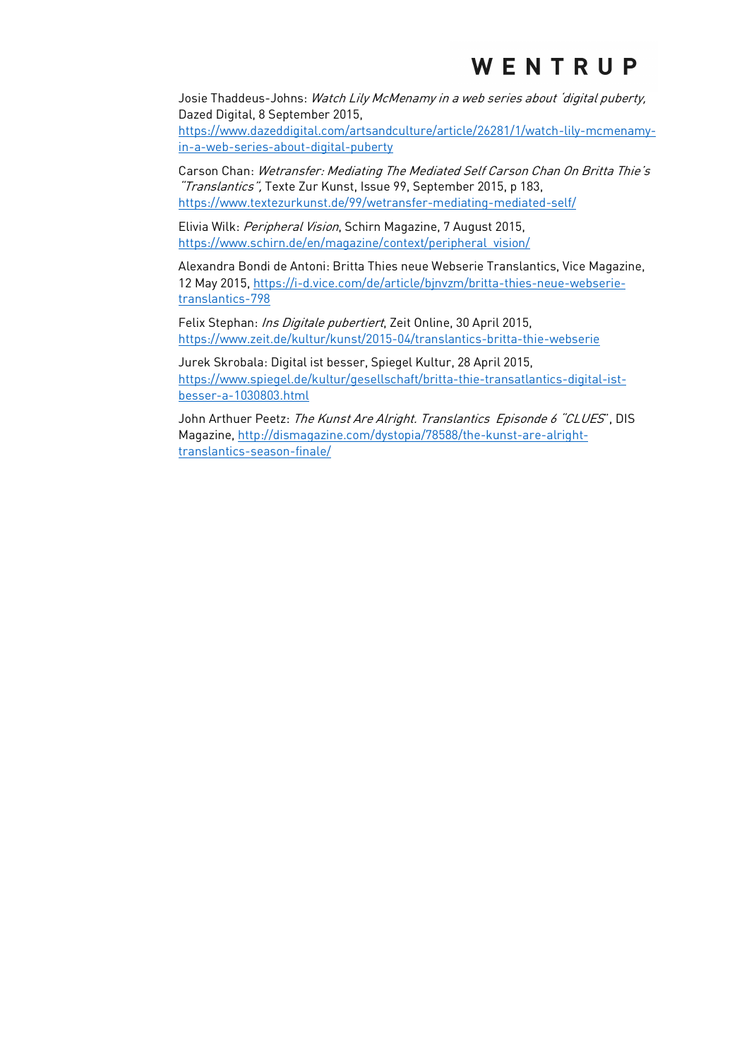Josie Thaddeus-Johns: *Watch Lily McMenamy in a web series about 'digital puberty,* Dazed Digital, 8 September 2015, https://www.dazeddigital.com/artsandculture/article/26281/1/watch-lily-mcmenamy-in-a-web-series-about-digital-puberty

Carson Chan: *Wetransfer: Mediating The Mediated Self Carson Chan On Britta Thie's "Translantics",* Texte Zur Kunst, Issue 99, September 2015, p 183, https://www.textezurkunst.de/99/wetransfer-mediating-mediated-self/

Elivia Wilk: *Peripheral Vision*, Schirn Magazine, 7 August 2015, https://www.schirn.de/en/magazine/context/peripheral_vision/

Alexandra Bondi de Antoni: Britta Thies neue Webserie Translantics, Vice Magazine, 12 May 2015, https://i-d.vice.com/de/article/bjnvzm/britta-thies-neue-webserie-translantics-798

Felix Stephan: *Ins Digitale pubertiert*, Zeit Online, 30 April 2015, https://www.zeit.de/kultur/kunst/2015-04/translantics-britta-thie-webserie

Jurek Skrobala: Digital ist besser, Spiegel Kultur, 28 April 2015, https://www.spiegel.de/kultur/gesellschaft/britta-thie-transatlantics-digital-ist-besser-a-1030803.html

John Arthuer Peetz: *The Kunst Are Alright. Translantics Episonde 6 "CLUES"*, DIS Magazine, http://dismagazine.com/dystopia/78588/the-kunst-are-alright-translantics-season-finale/